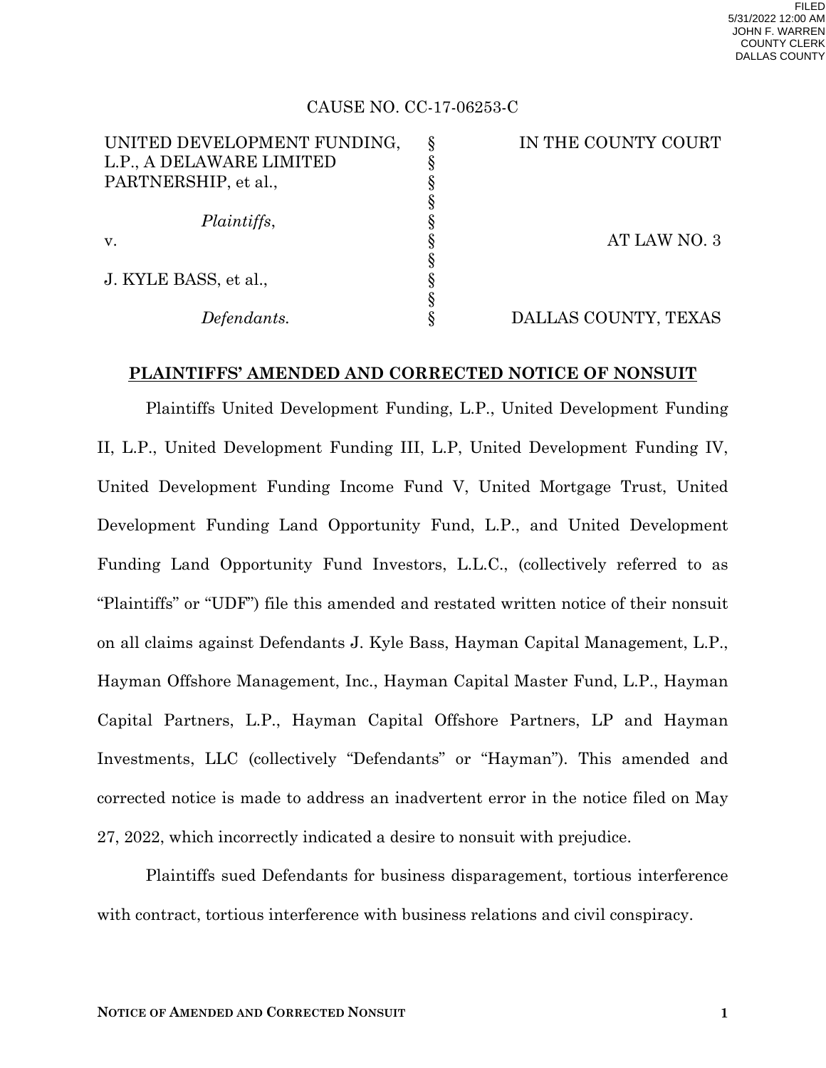FILED
5/31/2022 12:00 AM
JOHN F. WARREN
COUNTY CLERK
DALLAS COUNTY

CAUSE NO. CC-17-06253-C

| | | |
|---|---|---|
| UNITED DEVELOPMENT FUNDING, L.P., A DELAWARE LIMITED PARTNERSHIP, et al., | § | IN THE COUNTY COURT |
| *Plaintiffs*, | § | |
| v. | § | AT LAW NO. 3 |
| J. KYLE BASS, et al., | § | |
| *Defendants.* | § | DALLAS COUNTY, TEXAS |

**PLAINTIFFS' AMENDED AND CORRECTED NOTICE OF NONSUIT**

Plaintiffs United Development Funding, L.P., United Development Funding II, L.P., United Development Funding III, L.P, United Development Funding IV, United Development Funding Income Fund V, United Mortgage Trust, United Development Funding Land Opportunity Fund, L.P., and United Development Funding Land Opportunity Fund Investors, L.L.C., (collectively referred to as "Plaintiffs" or "UDF") file this amended and restated written notice of their nonsuit on all claims against Defendants J. Kyle Bass, Hayman Capital Management, L.P., Hayman Offshore Management, Inc., Hayman Capital Master Fund, L.P., Hayman Capital Partners, L.P., Hayman Capital Offshore Partners, LP and Hayman Investments, LLC (collectively "Defendants" or "Hayman"). This amended and corrected notice is made to address an inadvertent error in the notice filed on May 27, 2022, which incorrectly indicated a desire to nonsuit with prejudice.

Plaintiffs sued Defendants for business disparagement, tortious interference with contract, tortious interference with business relations and civil conspiracy.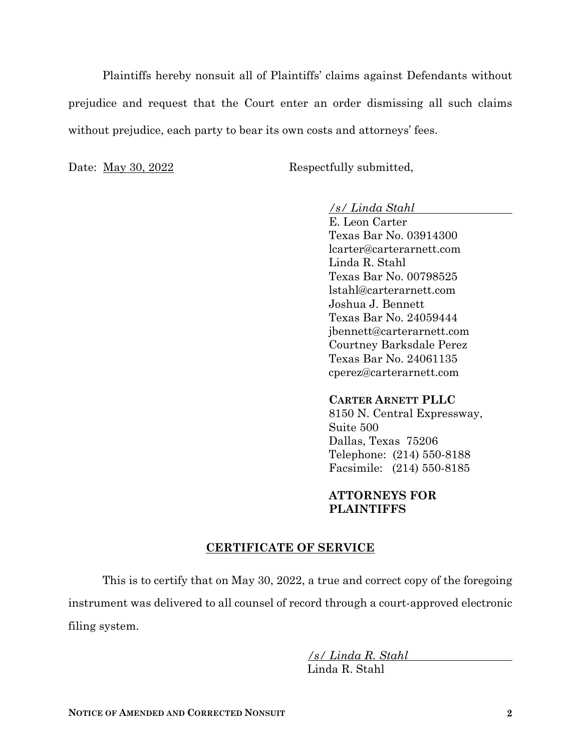Plaintiffs hereby nonsuit all of Plaintiffs' claims against Defendants without prejudice and request that the Court enter an order dismissing all such claims without prejudice, each party to bear its own costs and attorneys' fees.

Date: May 30, 2022

Respectfully submitted,

*/s/ Linda Stahl*
E. Leon Carter
Texas Bar No. 03914300
lcarter@carterarnett.com
Linda R. Stahl
Texas Bar No. 00798525
lstahl@carterarnett.com
Joshua J. Bennett
Texas Bar No. 24059444
jbennett@carterarnett.com
Courtney Barksdale Perez
Texas Bar No. 24061135
cperez@carterarnett.com

**CARTER ARNETT PLLC**
8150 N. Central Expressway,
Suite 500
Dallas, Texas 75206
Telephone: (214) 550-8188
Facsimile: (214) 550-8185

**ATTORNEYS FOR PLAINTIFFS**

## CERTIFICATE OF SERVICE

This is to certify that on May 30, 2022, a true and correct copy of the foregoing instrument was delivered to all counsel of record through a court-approved electronic filing system.

*/s/ Linda R. Stahl*
Linda R. Stahl